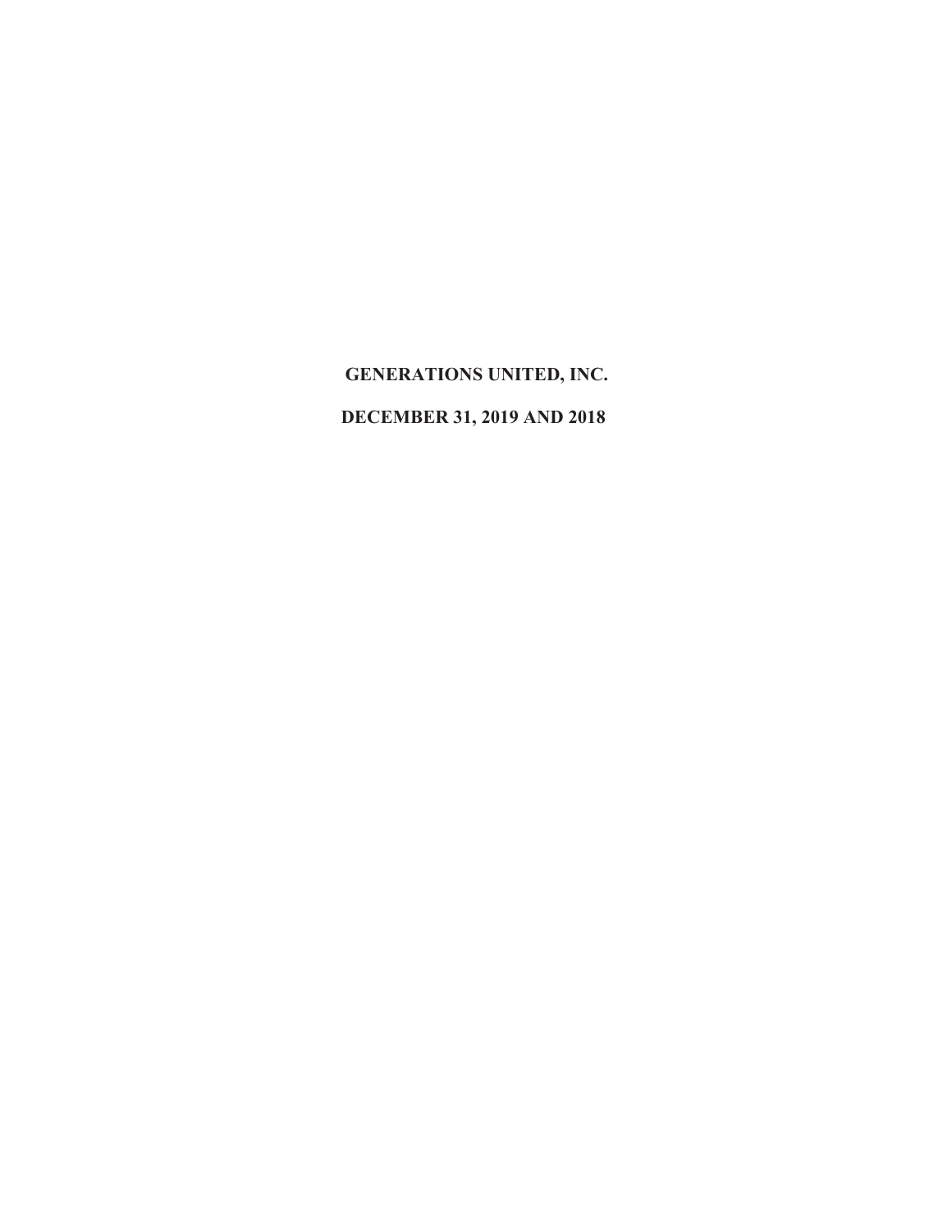# GENERATIONS UNITED, INC.

## DECEMBER 31, 2019 AND 2018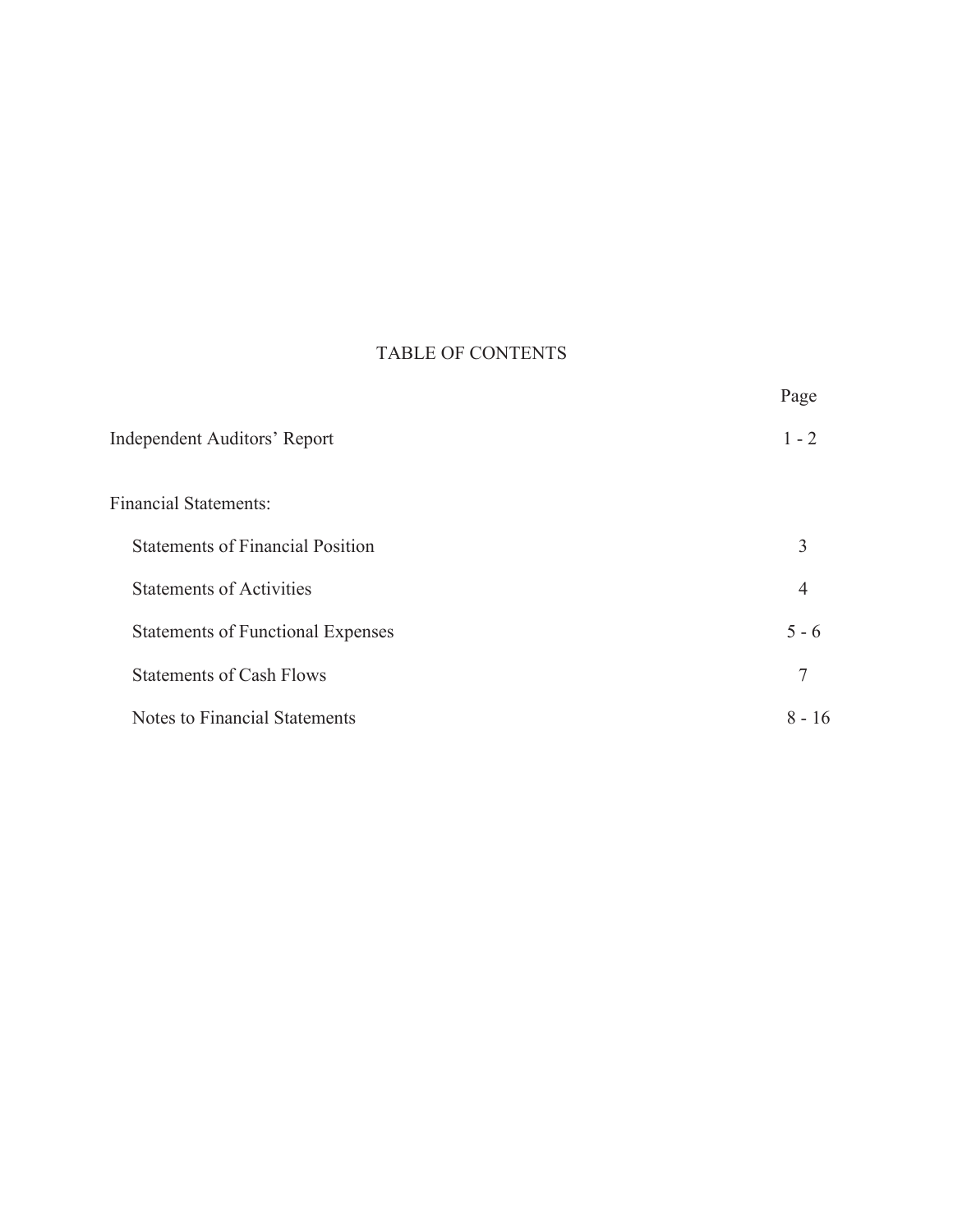# TABLE OF CONTENTS

| | Page |
|---|---|
| Independent Auditors' Report | 1 - 2 |
| Financial Statements: | |
| Statements of Financial Position | 3 |
| Statements of Activities | 4 |
| Statements of Functional Expenses | 5 - 6 |
| Statements of Cash Flows | 7 |
| Notes to Financial Statements | 8 - 16 |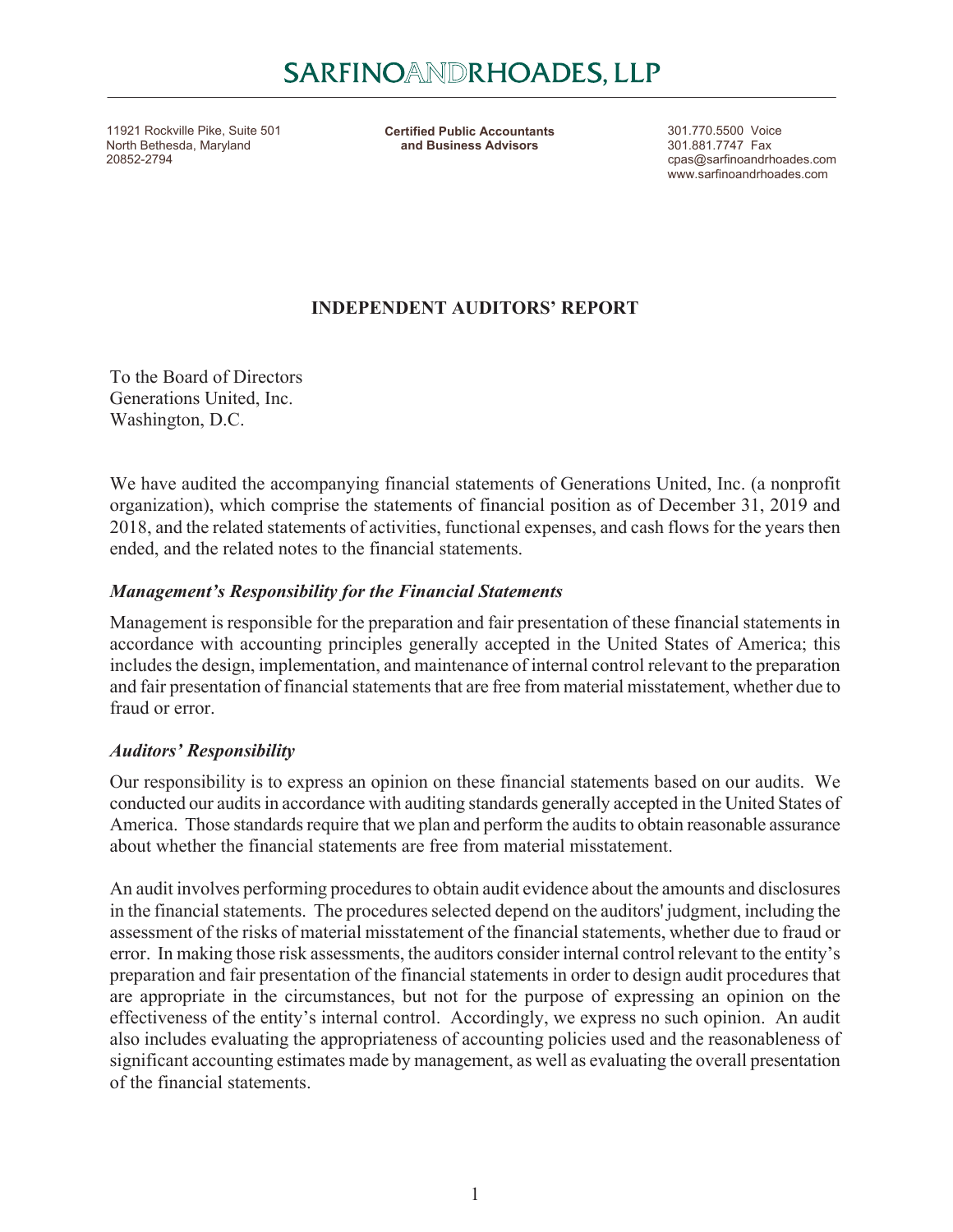# SARFINOANDRHOADES, LLP

11921 Rockville Pike, Suite 501
North Bethesda, Maryland
20852-2794

**Certified Public Accountants and Business Advisors**

301.770.5500 Voice
301.881.7747 Fax
cpas@sarfinoandrhoades.com
www.sarfinoandrhoades.com

## INDEPENDENT AUDITORS' REPORT

To the Board of Directors
Generations United, Inc.
Washington, D.C.

We have audited the accompanying financial statements of Generations United, Inc. (a nonprofit organization), which comprise the statements of financial position as of December 31, 2019 and 2018, and the related statements of activities, functional expenses, and cash flows for the years then ended, and the related notes to the financial statements.

### *Management's Responsibility for the Financial Statements*

Management is responsible for the preparation and fair presentation of these financial statements in accordance with accounting principles generally accepted in the United States of America; this includes the design, implementation, and maintenance of internal control relevant to the preparation and fair presentation of financial statements that are free from material misstatement, whether due to fraud or error.

### *Auditors' Responsibility*

Our responsibility is to express an opinion on these financial statements based on our audits. We conducted our audits in accordance with auditing standards generally accepted in the United States of America. Those standards require that we plan and perform the audits to obtain reasonable assurance about whether the financial statements are free from material misstatement.

An audit involves performing procedures to obtain audit evidence about the amounts and disclosures in the financial statements. The procedures selected depend on the auditors' judgment, including the assessment of the risks of material misstatement of the financial statements, whether due to fraud or error. In making those risk assessments, the auditors consider internal control relevant to the entity's preparation and fair presentation of the financial statements in order to design audit procedures that are appropriate in the circumstances, but not for the purpose of expressing an opinion on the effectiveness of the entity's internal control. Accordingly, we express no such opinion. An audit also includes evaluating the appropriateness of accounting policies used and the reasonableness of significant accounting estimates made by management, as well as evaluating the overall presentation of the financial statements.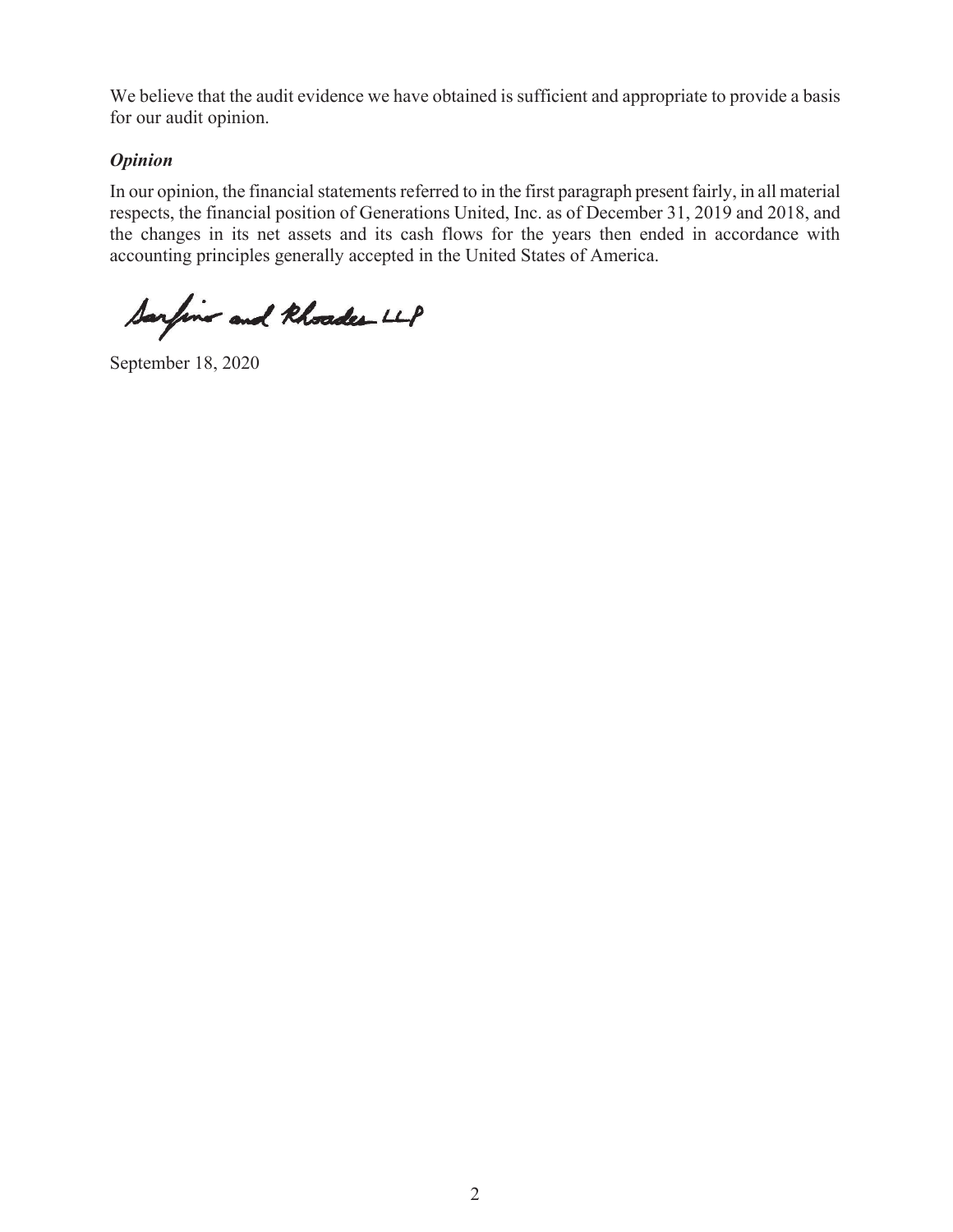We believe that the audit evidence we have obtained is sufficient and appropriate to provide a basis for our audit opinion.

### *Opinion*

In our opinion, the financial statements referred to in the first paragraph present fairly, in all material respects, the financial position of Generations United, Inc. as of December 31, 2019 and 2018, and the changes in its net assets and its cash flows for the years then ended in accordance with accounting principles generally accepted in the United States of America.

Sarfino and Rhoades LLP

September 18, 2020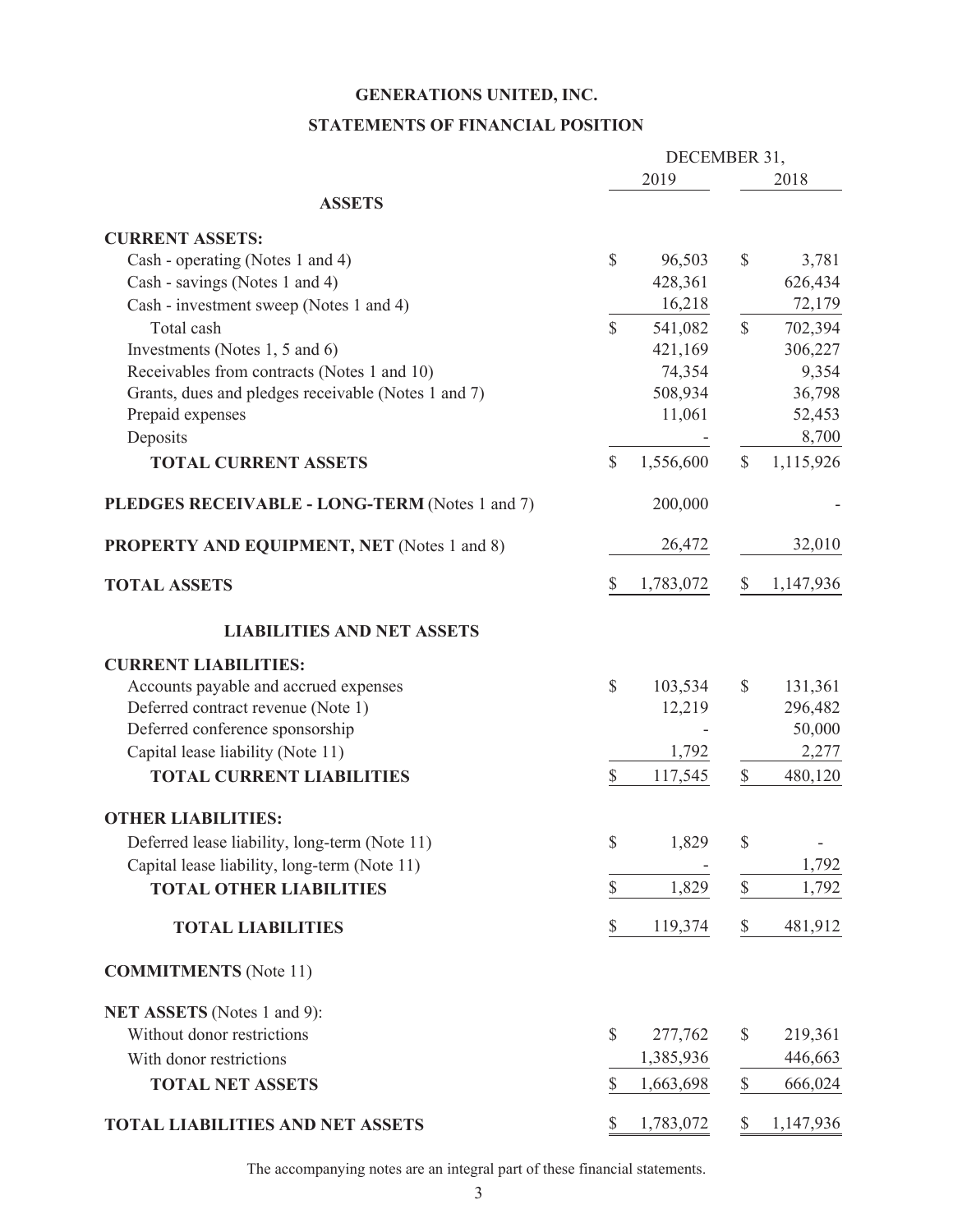# GENERATIONS UNITED, INC.

## STATEMENTS OF FINANCIAL POSITION

| | DECEMBER 31, 2019 | DECEMBER 31, 2018 |
|---|---|---|
| **ASSETS** | | |
| **CURRENT ASSETS:** | | |
| Cash - operating (Notes 1 and 4) | $ 96,503 | $ 3,781 |
| Cash - savings (Notes 1 and 4) | 428,361 | 626,434 |
| Cash - investment sweep (Notes 1 and 4) | 16,218 | 72,179 |
| Total cash | $ 541,082 | $ 702,394 |
| Investments (Notes 1, 5 and 6) | 421,169 | 306,227 |
| Receivables from contracts (Notes 1 and 10) | 74,354 | 9,354 |
| Grants, dues and pledges receivable (Notes 1 and 7) | 508,934 | 36,798 |
| Prepaid expenses | 11,061 | 52,453 |
| Deposits | - | 8,700 |
| **TOTAL CURRENT ASSETS** | $ 1,556,600 | $ 1,115,926 |
| **PLEDGES RECEIVABLE - LONG-TERM** (Notes 1 and 7) | 200,000 | - |
| **PROPERTY AND EQUIPMENT, NET** (Notes 1 and 8) | 26,472 | 32,010 |
| **TOTAL ASSETS** | $ 1,783,072 | $ 1,147,936 |
| **LIABILITIES AND NET ASSETS** | | |
| **CURRENT LIABILITIES:** | | |
| Accounts payable and accrued expenses | $ 103,534 | $ 131,361 |
| Deferred contract revenue (Note 1) | 12,219 | 296,482 |
| Deferred conference sponsorship | - | 50,000 |
| Capital lease liability (Note 11) | 1,792 | 2,277 |
| **TOTAL CURRENT LIABILITIES** | $ 117,545 | $ 480,120 |
| **OTHER LIABILITIES:** | | |
| Deferred lease liability, long-term (Note 11) | $ 1,829 | $ - |
| Capital lease liability, long-term (Note 11) | - | 1,792 |
| **TOTAL OTHER LIABILITIES** | $ 1,829 | $ 1,792 |
| **TOTAL LIABILITIES** | $ 119,374 | $ 481,912 |
| **COMMITMENTS** (Note 11) | | |
| **NET ASSETS** (Notes 1 and 9): | | |
| Without donor restrictions | $ 277,762 | $ 219,361 |
| With donor restrictions | 1,385,936 | 446,663 |
| **TOTAL NET ASSETS** | $ 1,663,698 | $ 666,024 |
| **TOTAL LIABILITIES AND NET ASSETS** | $ 1,783,072 | $ 1,147,936 |

The accompanying notes are an integral part of these financial statements.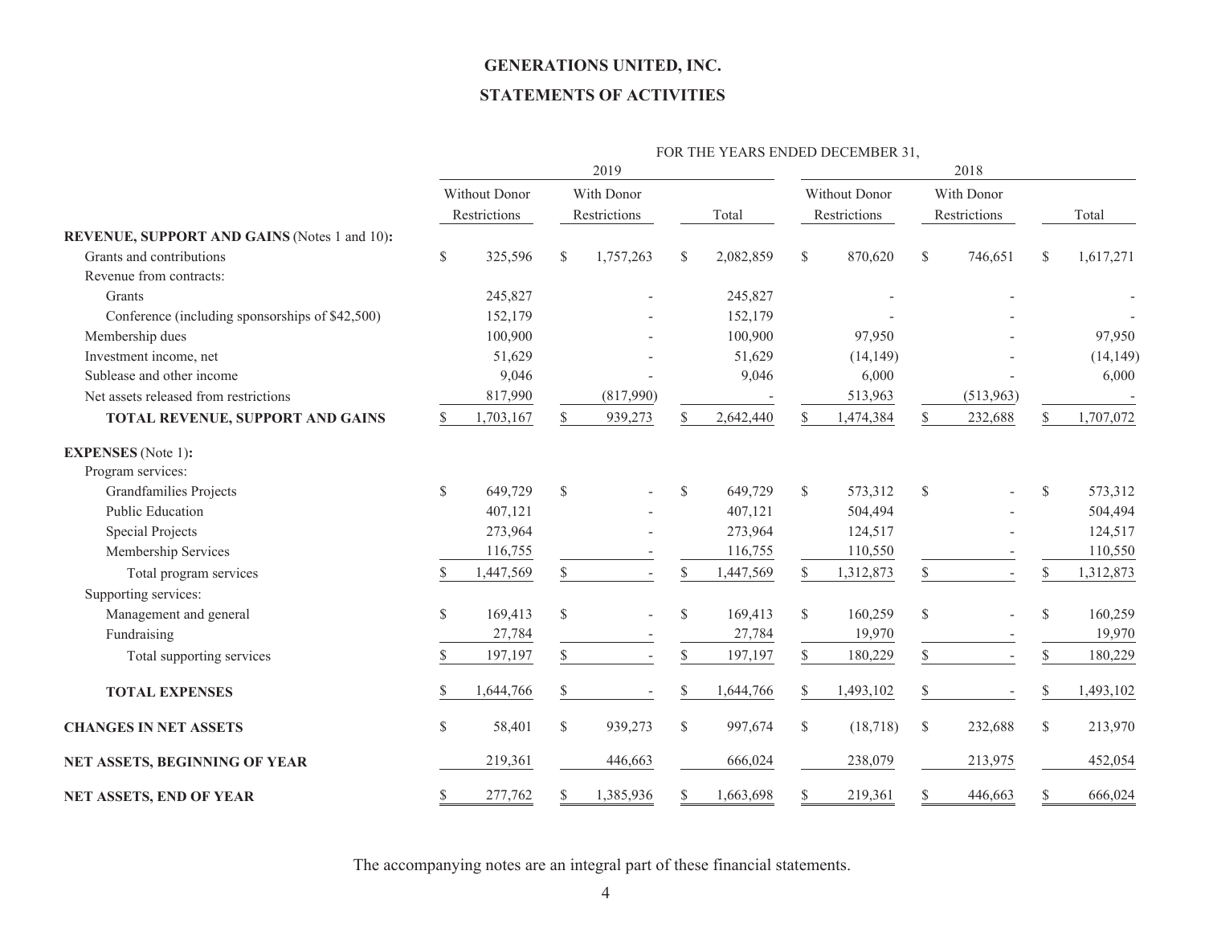# GENERATIONS UNITED, INC.

## STATEMENTS OF ACTIVITIES

| | FOR THE YEARS ENDED DECEMBER 31, | | | | | |
|---|---|---|---|---|---|---|
| | 2019 | | | 2018 | | |
| | Without Donor Restrictions | With Donor Restrictions | Total | Without Donor Restrictions | With Donor Restrictions | Total |
| **REVENUE, SUPPORT AND GAINS** (Notes 1 and 10)**:** | | | | | | |
| Grants and contributions | $ 325,596 | $ 1,757,263 | $ 2,082,859 | $ 870,620 | $ 746,651 | $ 1,617,271 |
| Revenue from contracts: | | | | | | |
| Grants | 245,827 | - | 245,827 | - | - | - |
| Conference (including sponsorships of $42,500) | 152,179 | - | 152,179 | - | - | - |
| Membership dues | 100,900 | - | 100,900 | 97,950 | - | 97,950 |
| Investment income, net | 51,629 | - | 51,629 | (14,149) | - | (14,149) |
| Sublease and other income | 9,046 | - | 9,046 | 6,000 | - | 6,000 |
| Net assets released from restrictions | 817,990 | (817,990) | - | 513,963 | (513,963) | - |
| **TOTAL REVENUE, SUPPORT AND GAINS** | $ 1,703,167 | $ 939,273 | $ 2,642,440 | $ 1,474,384 | $ 232,688 | $ 1,707,072 |
| **EXPENSES** (Note 1)**:** | | | | | | |
| Program services: | | | | | | |
| Grandfamilies Projects | $ 649,729 | $ - | $ 649,729 | $ 573,312 | $ - | $ 573,312 |
| Public Education | 407,121 | - | 407,121 | 504,494 | - | 504,494 |
| Special Projects | 273,964 | - | 273,964 | 124,517 | - | 124,517 |
| Membership Services | 116,755 | - | 116,755 | 110,550 | - | 110,550 |
| Total program services | $ 1,447,569 | $ - | $ 1,447,569 | $ 1,312,873 | $ - | $ 1,312,873 |
| Supporting services: | | | | | | |
| Management and general | $ 169,413 | $ - | $ 169,413 | $ 160,259 | $ - | $ 160,259 |
| Fundraising | 27,784 | - | 27,784 | 19,970 | - | 19,970 |
| Total supporting services | $ 197,197 | $ - | $ 197,197 | $ 180,229 | $ - | $ 180,229 |
| **TOTAL EXPENSES** | $ 1,644,766 | $ - | $ 1,644,766 | $ 1,493,102 | $ - | $ 1,493,102 |
| **CHANGES IN NET ASSETS** | $ 58,401 | $ 939,273 | $ 997,674 | $ (18,718) | $ 232,688 | $ 213,970 |
| **NET ASSETS, BEGINNING OF YEAR** | 219,361 | 446,663 | 666,024 | 238,079 | 213,975 | 452,054 |
| **NET ASSETS, END OF YEAR** | $ 277,762 | $ 1,385,936 | $ 1,663,698 | $ 219,361 | $ 446,663 | $ 666,024 |

The accompanying notes are an integral part of these financial statements.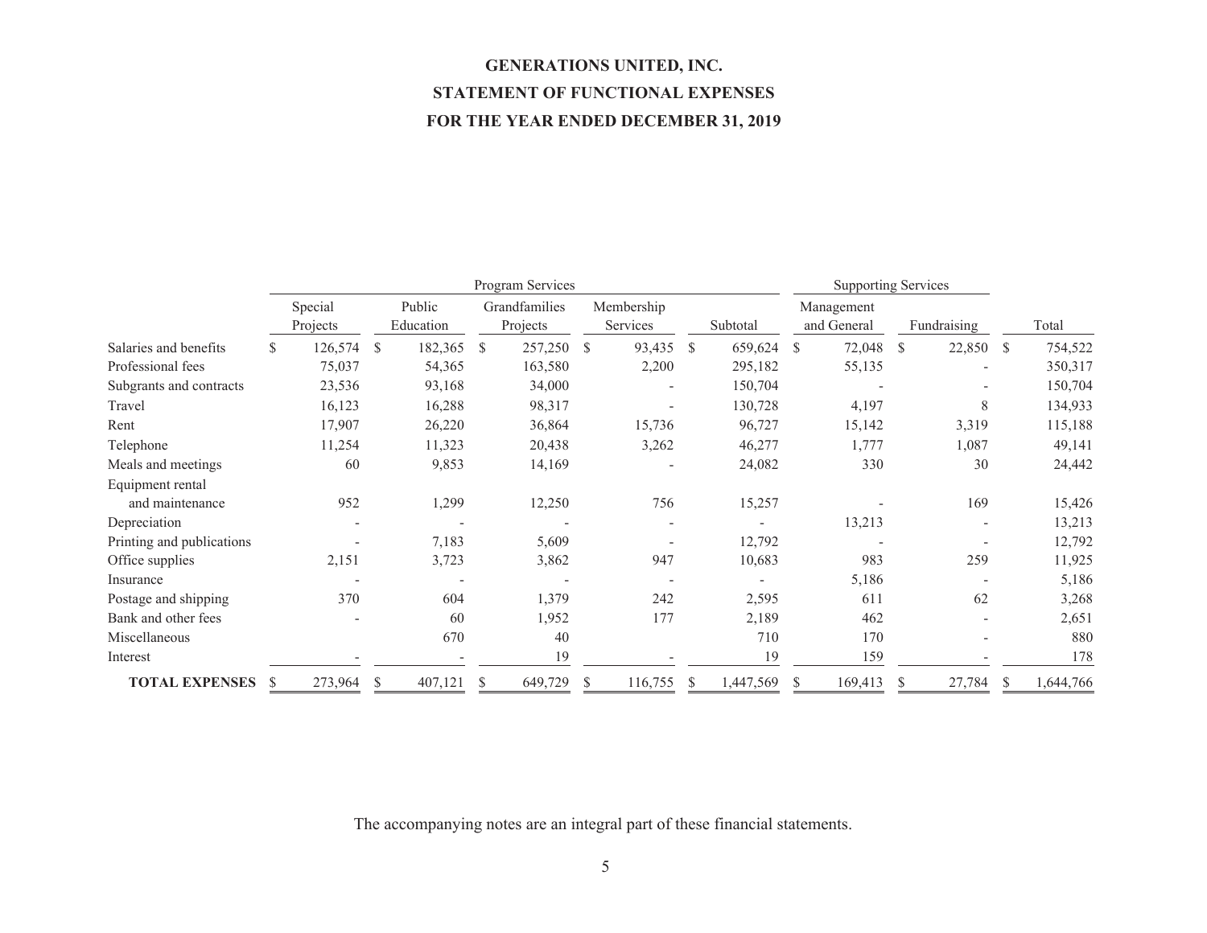# GENERATIONS UNITED, INC.

## STATEMENT OF FUNCTIONAL EXPENSES

## FOR THE YEAR ENDED DECEMBER 31, 2019

| | Program Services | | | | | Supporting Services | | |
|---|---|---|---|---|---|---|---|---|
| | Special Projects | Public Education | Grandfamilies Projects | Membership Services | Subtotal | Management and General | Fundraising | Total |
| Salaries and benefits | $ 126,574 | $ 182,365 | $ 257,250 | $ 93,435 | $ 659,624 | $ 72,048 | $ 22,850 | $ 754,522 |
| Professional fees | 75,037 | 54,365 | 163,580 | 2,200 | 295,182 | 55,135 | - | 350,317 |
| Subgrants and contracts | 23,536 | 93,168 | 34,000 | - | 150,704 | - | - | 150,704 |
| Travel | 16,123 | 16,288 | 98,317 | - | 130,728 | 4,197 | 8 | 134,933 |
| Rent | 17,907 | 26,220 | 36,864 | 15,736 | 96,727 | 15,142 | 3,319 | 115,188 |
| Telephone | 11,254 | 11,323 | 20,438 | 3,262 | 46,277 | 1,777 | 1,087 | 49,141 |
| Meals and meetings | 60 | 9,853 | 14,169 | - | 24,082 | 330 | 30 | 24,442 |
| Equipment rental and maintenance | 952 | 1,299 | 12,250 | 756 | 15,257 | - | 169 | 15,426 |
| Depreciation | - | - | - | - | - | 13,213 | - | 13,213 |
| Printing and publications | - | 7,183 | 5,609 | - | 12,792 | - | - | 12,792 |
| Office supplies | 2,151 | 3,723 | 3,862 | 947 | 10,683 | 983 | 259 | 11,925 |
| Insurance | - | - | - | - | - | 5,186 | - | 5,186 |
| Postage and shipping | 370 | 604 | 1,379 | 242 | 2,595 | 611 | 62 | 3,268 |
| Bank and other fees | - | 60 | 1,952 | 177 | 2,189 | 462 | - | 2,651 |
| Miscellaneous | | 670 | 40 | | 710 | 170 | - | 880 |
| Interest | - | - | 19 | - | 19 | 159 | - | 178 |
| **TOTAL EXPENSES** | $ 273,964 | $ 407,121 | $ 649,729 | $ 116,755 | $ 1,447,569 | $ 169,413 | $ 27,784 | $ 1,644,766 |

The accompanying notes are an integral part of these financial statements.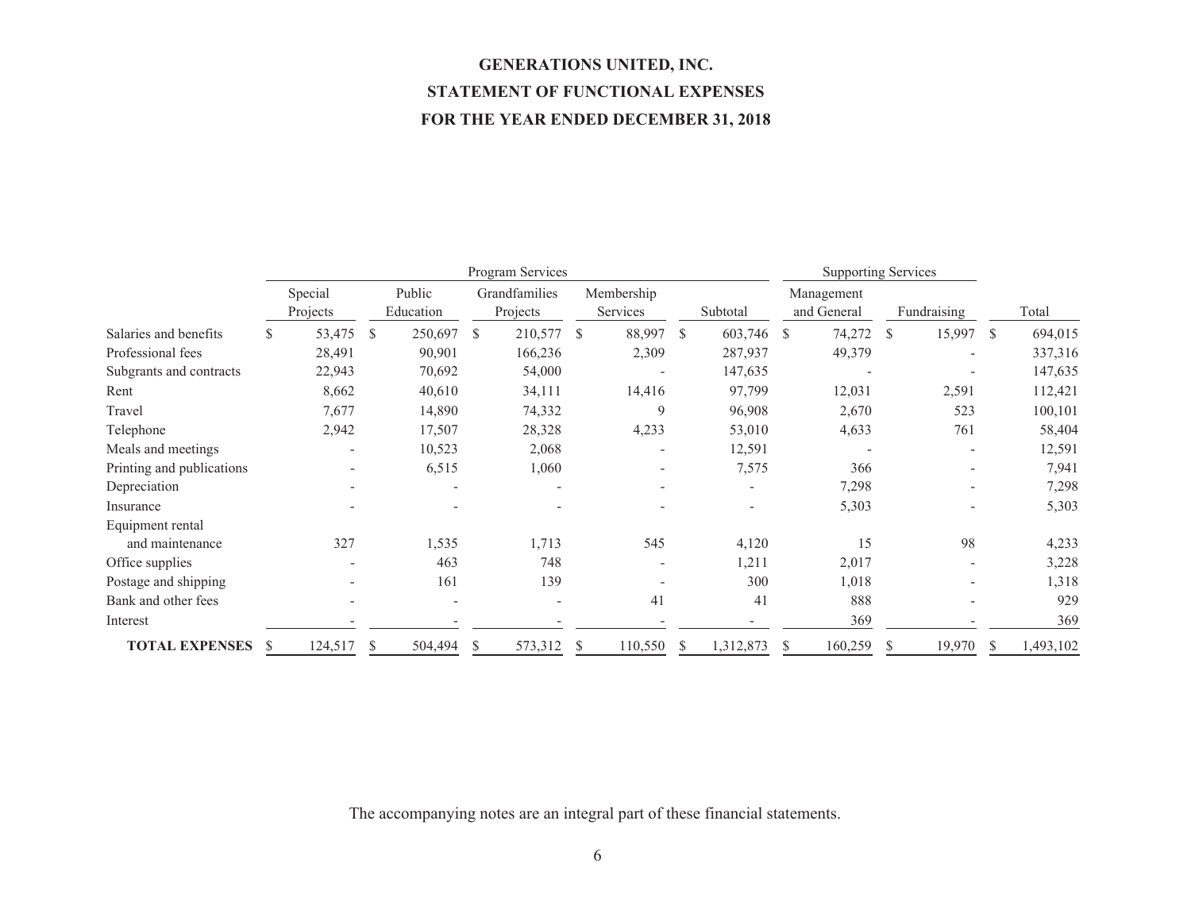# GENERATIONS UNITED, INC.

## STATEMENT OF FUNCTIONAL EXPENSES

## FOR THE YEAR ENDED DECEMBER 31, 2018

| | Program Services | | | | | Supporting Services | | |
|---|---|---|---|---|---|---|---|---|
| | Special Projects | Public Education | Grandfamilies Projects | Membership Services | Subtotal | Management and General | Fundraising | Total |
| Salaries and benefits | $ 53,475 | $ 250,697 | $ 210,577 | $ 88,997 | $ 603,746 | $ 74,272 | $ 15,997 | $ 694,015 |
| Professional fees | 28,491 | 90,901 | 166,236 | 2,309 | 287,937 | 49,379 | - | 337,316 |
| Subgrants and contracts | 22,943 | 70,692 | 54,000 | - | 147,635 | - | - | 147,635 |
| Rent | 8,662 | 40,610 | 34,111 | 14,416 | 97,799 | 12,031 | 2,591 | 112,421 |
| Travel | 7,677 | 14,890 | 74,332 | 9 | 96,908 | 2,670 | 523 | 100,101 |
| Telephone | 2,942 | 17,507 | 28,328 | 4,233 | 53,010 | 4,633 | 761 | 58,404 |
| Meals and meetings | - | 10,523 | 2,068 | - | 12,591 | - | - | 12,591 |
| Printing and publications | - | 6,515 | 1,060 | - | 7,575 | 366 | - | 7,941 |
| Depreciation | - | - | - | - | - | 7,298 | - | 7,298 |
| Insurance | - | - | - | - | - | 5,303 | - | 5,303 |
| Equipment rental and maintenance | 327 | 1,535 | 1,713 | 545 | 4,120 | 15 | 98 | 4,233 |
| Office supplies | - | 463 | 748 | - | 1,211 | 2,017 | - | 3,228 |
| Postage and shipping | - | 161 | 139 | - | 300 | 1,018 | - | 1,318 |
| Bank and other fees | - | - | - | 41 | 41 | 888 | - | 929 |
| Interest | - | - | - | - | - | 369 | - | 369 |
| **TOTAL EXPENSES** | $ 124,517 | $ 504,494 | $ 573,312 | $ 110,550 | $ 1,312,873 | $ 160,259 | $ 19,970 | $ 1,493,102 |

The accompanying notes are an integral part of these financial statements.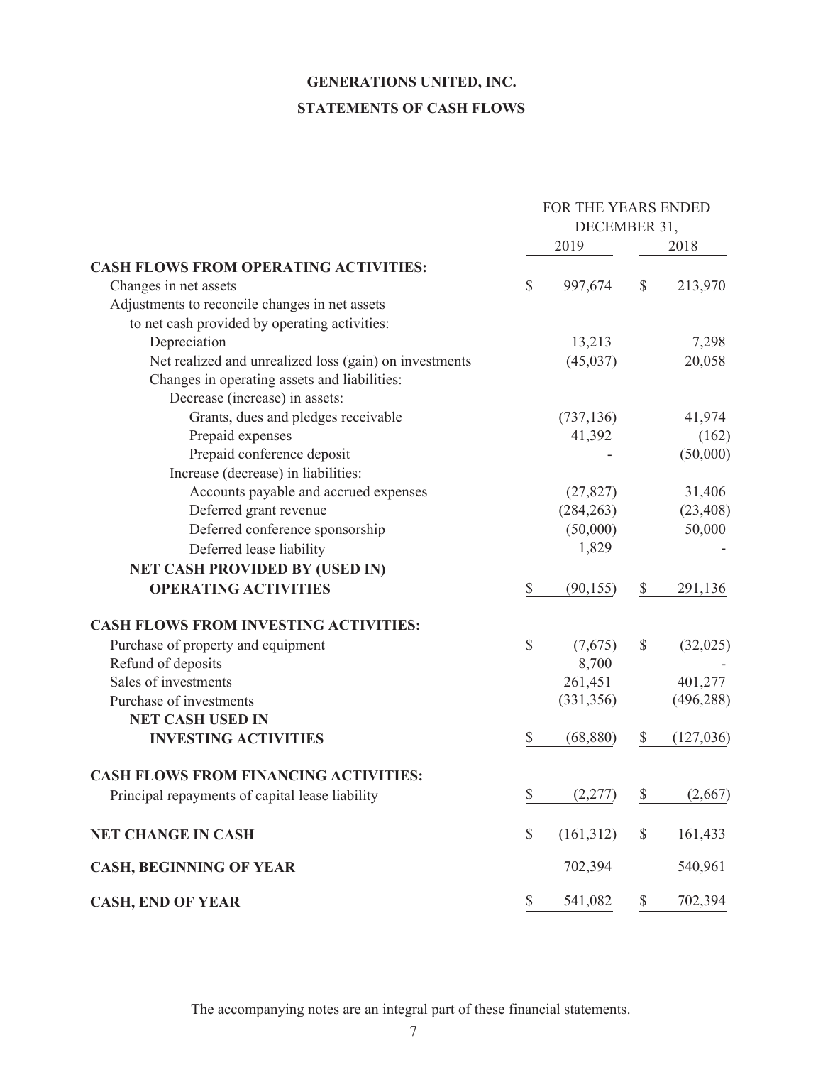# GENERATIONS UNITED, INC.

## STATEMENTS OF CASH FLOWS

| | FOR THE YEARS ENDED DECEMBER 31, | |
|---|---|---|
| | 2019 | 2018 |
| **CASH FLOWS FROM OPERATING ACTIVITIES:** | | |
| Changes in net assets | $ 997,674 | $ 213,970 |
| Adjustments to reconcile changes in net assets to net cash provided by operating activities: | | |
| Depreciation | 13,213 | 7,298 |
| Net realized and unrealized loss (gain) on investments | (45,037) | 20,058 |
| Changes in operating assets and liabilities: | | |
| Decrease (increase) in assets: | | |
| Grants, dues and pledges receivable | (737,136) | 41,974 |
| Prepaid expenses | 41,392 | (162) |
| Prepaid conference deposit | - | (50,000) |
| Increase (decrease) in liabilities: | | |
| Accounts payable and accrued expenses | (27,827) | 31,406 |
| Deferred grant revenue | (284,263) | (23,408) |
| Deferred conference sponsorship | (50,000) | 50,000 |
| Deferred lease liability | 1,829 | - |
| **NET CASH PROVIDED BY (USED IN) OPERATING ACTIVITIES** | $ (90,155) | $ 291,136 |
| **CASH FLOWS FROM INVESTING ACTIVITIES:** | | |
| Purchase of property and equipment | $ (7,675) | $ (32,025) |
| Refund of deposits | 8,700 | - |
| Sales of investments | 261,451 | 401,277 |
| Purchase of investments | (331,356) | (496,288) |
| **NET CASH USED IN INVESTING ACTIVITIES** | $ (68,880) | $ (127,036) |
| **CASH FLOWS FROM FINANCING ACTIVITIES:** | | |
| Principal repayments of capital lease liability | $ (2,277) | $ (2,667) |
| **NET CHANGE IN CASH** | $ (161,312) | $ 161,433 |
| **CASH, BEGINNING OF YEAR** | 702,394 | 540,961 |
| **CASH, END OF YEAR** | $ 541,082 | $ 702,394 |

The accompanying notes are an integral part of these financial statements.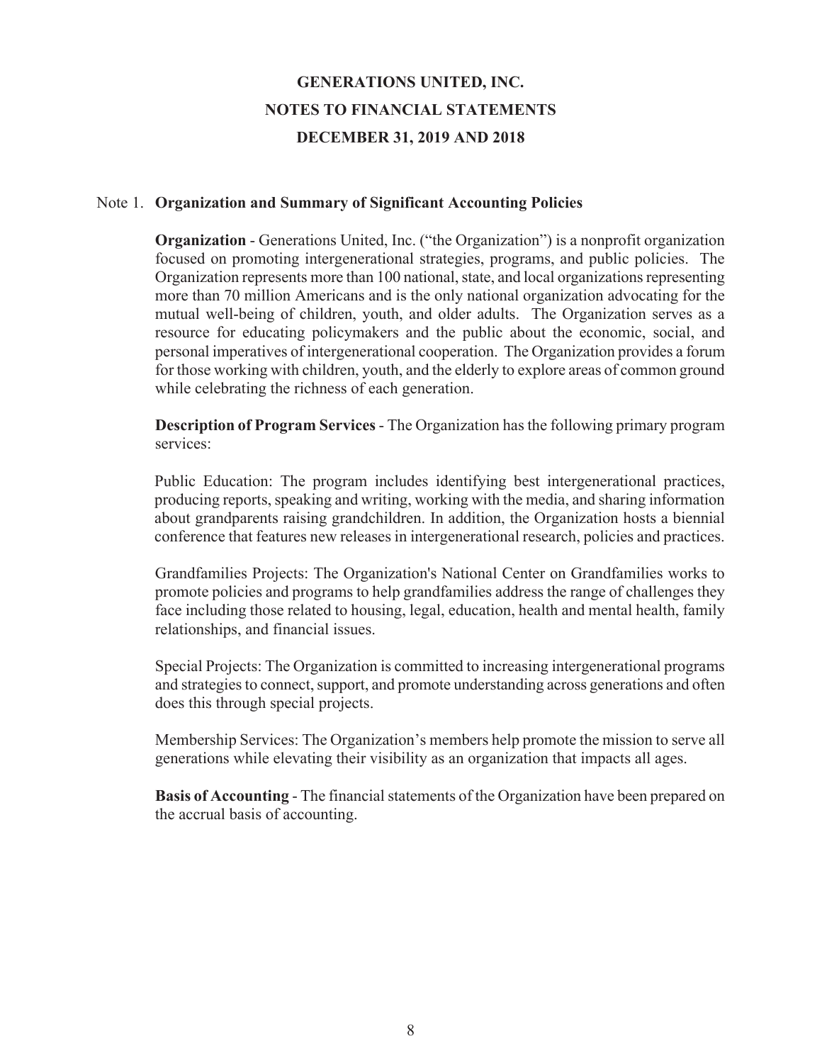# GENERATIONS UNITED, INC.

## NOTES TO FINANCIAL STATEMENTS

## DECEMBER 31, 2019 AND 2018

Note 1. **Organization and Summary of Significant Accounting Policies**

**Organization** - Generations United, Inc. ("the Organization") is a nonprofit organization focused on promoting intergenerational strategies, programs, and public policies. The Organization represents more than 100 national, state, and local organizations representing more than 70 million Americans and is the only national organization advocating for the mutual well-being of children, youth, and older adults. The Organization serves as a resource for educating policymakers and the public about the economic, social, and personal imperatives of intergenerational cooperation. The Organization provides a forum for those working with children, youth, and the elderly to explore areas of common ground while celebrating the richness of each generation.

**Description of Program Services** - The Organization has the following primary program services:

Public Education: The program includes identifying best intergenerational practices, producing reports, speaking and writing, working with the media, and sharing information about grandparents raising grandchildren. In addition, the Organization hosts a biennial conference that features new releases in intergenerational research, policies and practices.

Grandfamilies Projects: The Organization's National Center on Grandfamilies works to promote policies and programs to help grandfamilies address the range of challenges they face including those related to housing, legal, education, health and mental health, family relationships, and financial issues.

Special Projects: The Organization is committed to increasing intergenerational programs and strategies to connect, support, and promote understanding across generations and often does this through special projects.

Membership Services: The Organization's members help promote the mission to serve all generations while elevating their visibility as an organization that impacts all ages.

**Basis of Accounting** - The financial statements of the Organization have been prepared on the accrual basis of accounting.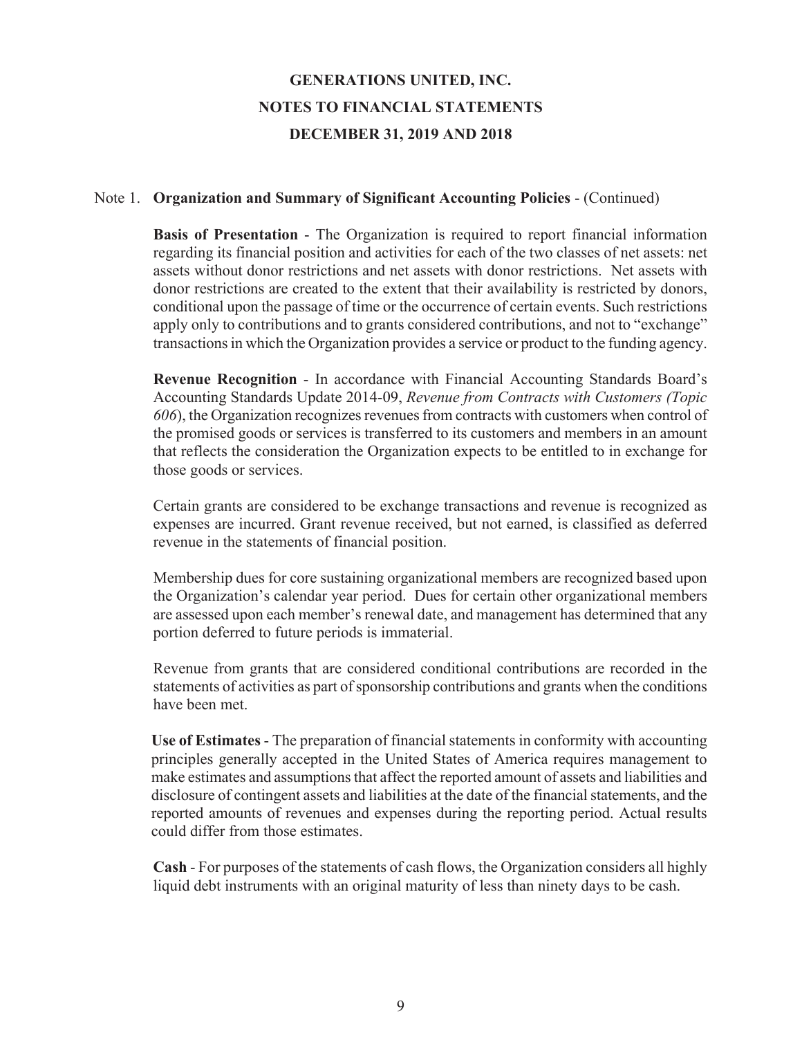# GENERATIONS UNITED, INC.
## NOTES TO FINANCIAL STATEMENTS
## DECEMBER 31, 2019 AND 2018

Note 1. **Organization and Summary of Significant Accounting Policies** - (Continued)

**Basis of Presentation** - The Organization is required to report financial information regarding its financial position and activities for each of the two classes of net assets: net assets without donor restrictions and net assets with donor restrictions. Net assets with donor restrictions are created to the extent that their availability is restricted by donors, conditional upon the passage of time or the occurrence of certain events. Such restrictions apply only to contributions and to grants considered contributions, and not to "exchange" transactions in which the Organization provides a service or product to the funding agency.

**Revenue Recognition** - In accordance with Financial Accounting Standards Board's Accounting Standards Update 2014-09, *Revenue from Contracts with Customers (Topic 606)*, the Organization recognizes revenues from contracts with customers when control of the promised goods or services is transferred to its customers and members in an amount that reflects the consideration the Organization expects to be entitled to in exchange for those goods or services.

Certain grants are considered to be exchange transactions and revenue is recognized as expenses are incurred. Grant revenue received, but not earned, is classified as deferred revenue in the statements of financial position.

Membership dues for core sustaining organizational members are recognized based upon the Organization's calendar year period. Dues for certain other organizational members are assessed upon each member's renewal date, and management has determined that any portion deferred to future periods is immaterial.

Revenue from grants that are considered conditional contributions are recorded in the statements of activities as part of sponsorship contributions and grants when the conditions have been met.

**Use of Estimates** - The preparation of financial statements in conformity with accounting principles generally accepted in the United States of America requires management to make estimates and assumptions that affect the reported amount of assets and liabilities and disclosure of contingent assets and liabilities at the date of the financial statements, and the reported amounts of revenues and expenses during the reporting period. Actual results could differ from those estimates.

**Cash** - For purposes of the statements of cash flows, the Organization considers all highly liquid debt instruments with an original maturity of less than ninety days to be cash.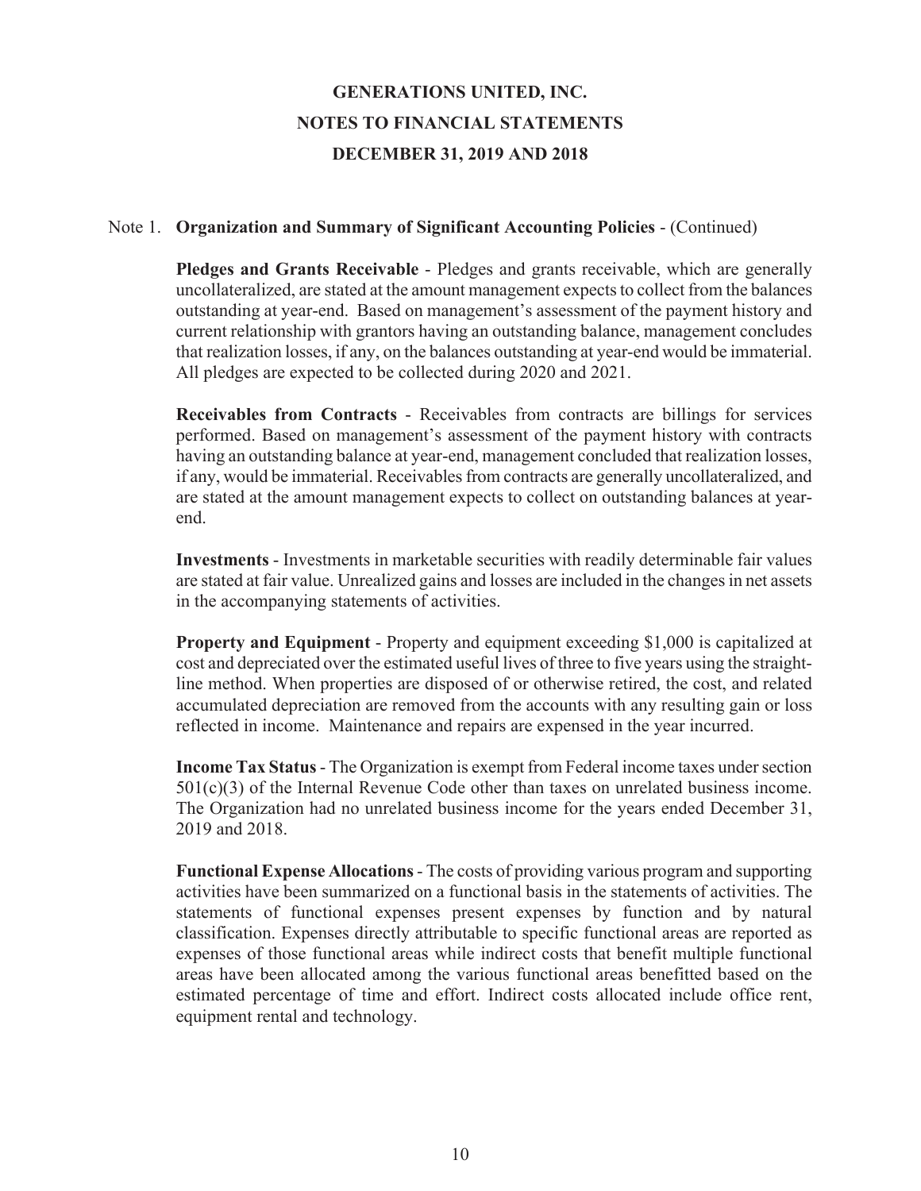# GENERATIONS UNITED, INC.
## NOTES TO FINANCIAL STATEMENTS
### DECEMBER 31, 2019 AND 2018

Note 1. **Organization and Summary of Significant Accounting Policies** - (Continued)

**Pledges and Grants Receivable** - Pledges and grants receivable, which are generally uncollateralized, are stated at the amount management expects to collect from the balances outstanding at year-end. Based on management's assessment of the payment history and current relationship with grantors having an outstanding balance, management concludes that realization losses, if any, on the balances outstanding at year-end would be immaterial. All pledges are expected to be collected during 2020 and 2021.

**Receivables from Contracts** - Receivables from contracts are billings for services performed. Based on management's assessment of the payment history with contracts having an outstanding balance at year-end, management concluded that realization losses, if any, would be immaterial. Receivables from contracts are generally uncollateralized, and are stated at the amount management expects to collect on outstanding balances at year-end.

**Investments** - Investments in marketable securities with readily determinable fair values are stated at fair value. Unrealized gains and losses are included in the changes in net assets in the accompanying statements of activities.

**Property and Equipment** - Property and equipment exceeding $1,000 is capitalized at cost and depreciated over the estimated useful lives of three to five years using the straight-line method. When properties are disposed of or otherwise retired, the cost, and related accumulated depreciation are removed from the accounts with any resulting gain or loss reflected in income. Maintenance and repairs are expensed in the year incurred.

**Income Tax Status** - The Organization is exempt from Federal income taxes under section 501(c)(3) of the Internal Revenue Code other than taxes on unrelated business income. The Organization had no unrelated business income for the years ended December 31, 2019 and 2018.

**Functional Expense Allocations** - The costs of providing various program and supporting activities have been summarized on a functional basis in the statements of activities. The statements of functional expenses present expenses by function and by natural classification. Expenses directly attributable to specific functional areas are reported as expenses of those functional areas while indirect costs that benefit multiple functional areas have been allocated among the various functional areas benefitted based on the estimated percentage of time and effort. Indirect costs allocated include office rent, equipment rental and technology.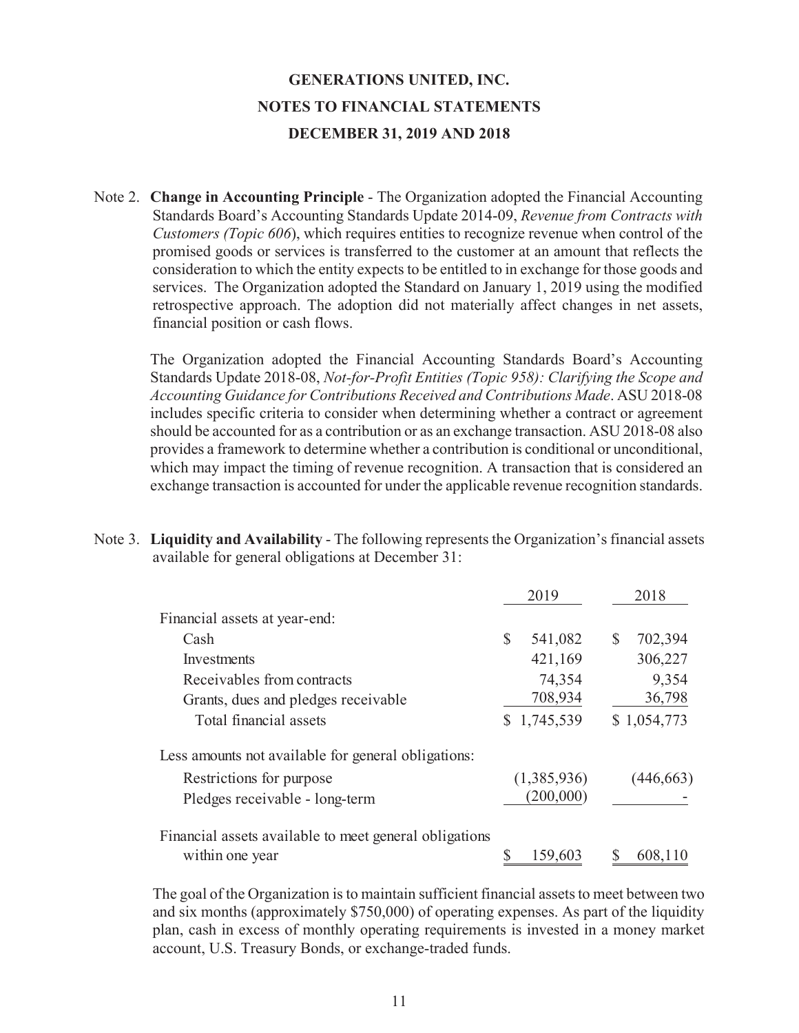# GENERATIONS UNITED, INC.

## NOTES TO FINANCIAL STATEMENTS

## DECEMBER 31, 2019 AND 2018

Note 2. **Change in Accounting Principle** - The Organization adopted the Financial Accounting Standards Board's Accounting Standards Update 2014-09, *Revenue from Contracts with Customers (Topic 606)*, which requires entities to recognize revenue when control of the promised goods or services is transferred to the customer at an amount that reflects the consideration to which the entity expects to be entitled to in exchange for those goods and services. The Organization adopted the Standard on January 1, 2019 using the modified retrospective approach. The adoption did not materially affect changes in net assets, financial position or cash flows.

The Organization adopted the Financial Accounting Standards Board's Accounting Standards Update 2018-08, *Not-for-Profit Entities (Topic 958): Clarifying the Scope and Accounting Guidance for Contributions Received and Contributions Made*. ASU 2018-08 includes specific criteria to consider when determining whether a contract or agreement should be accounted for as a contribution or as an exchange transaction. ASU 2018-08 also provides a framework to determine whether a contribution is conditional or unconditional, which may impact the timing of revenue recognition. A transaction that is considered an exchange transaction is accounted for under the applicable revenue recognition standards.

Note 3. **Liquidity and Availability** - The following represents the Organization's financial assets available for general obligations at December 31:

| | 2019 | 2018 |
|---|---|---|
| Financial assets at year-end: | | |
| Cash | $ 541,082 | $ 702,394 |
| Investments | 421,169 | 306,227 |
| Receivables from contracts | 74,354 | 9,354 |
| Grants, dues and pledges receivable | 708,934 | 36,798 |
| Total financial assets | $ 1,745,539 | $ 1,054,773 |
| Less amounts not available for general obligations: | | |
| Restrictions for purpose | (1,385,936) | (446,663) |
| Pledges receivable - long-term | (200,000) | - |
| Financial assets available to meet general obligations within one year | $ 159,603 | $ 608,110 |

The goal of the Organization is to maintain sufficient financial assets to meet between two and six months (approximately $750,000) of operating expenses. As part of the liquidity plan, cash in excess of monthly operating requirements is invested in a money market account, U.S. Treasury Bonds, or exchange-traded funds.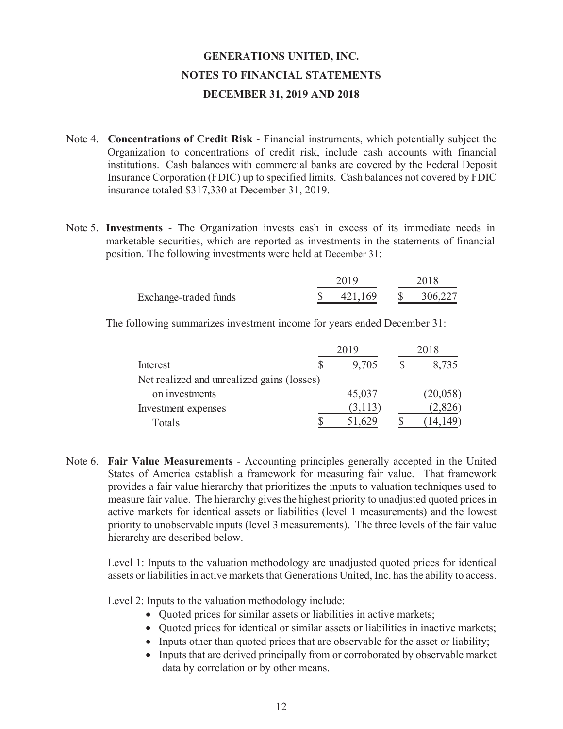# GENERATIONS UNITED, INC.

## NOTES TO FINANCIAL STATEMENTS

## DECEMBER 31, 2019 AND 2018

Note 4. **Concentrations of Credit Risk** - Financial instruments, which potentially subject the Organization to concentrations of credit risk, include cash accounts with financial institutions. Cash balances with commercial banks are covered by the Federal Deposit Insurance Corporation (FDIC) up to specified limits. Cash balances not covered by FDIC insurance totaled $317,330 at December 31, 2019.

Note 5. **Investments** - The Organization invests cash in excess of its immediate needs in marketable securities, which are reported as investments in the statements of financial position. The following investments were held at December 31:

| | 2019 | 2018 |
|---|---|---|
| Exchange-traded funds | $ 421,169 | $ 306,227 |

The following summarizes investment income for years ended December 31:

| | 2019 | 2018 |
|---|---|---|
| Interest | $ 9,705 | $ 8,735 |
| Net realized and unrealized gains (losses) on investments | 45,037 | (20,058) |
| Investment expenses | (3,113) | (2,826) |
| Totals | $ 51,629 | $ (14,149) |

Note 6. **Fair Value Measurements** - Accounting principles generally accepted in the United States of America establish a framework for measuring fair value. That framework provides a fair value hierarchy that prioritizes the inputs to valuation techniques used to measure fair value. The hierarchy gives the highest priority to unadjusted quoted prices in active markets for identical assets or liabilities (level 1 measurements) and the lowest priority to unobservable inputs (level 3 measurements). The three levels of the fair value hierarchy are described below.

Level 1: Inputs to the valuation methodology are unadjusted quoted prices for identical assets or liabilities in active markets that Generations United, Inc. has the ability to access.

Level 2: Inputs to the valuation methodology include:

- Quoted prices for similar assets or liabilities in active markets;
- Quoted prices for identical or similar assets or liabilities in inactive markets;
- Inputs other than quoted prices that are observable for the asset or liability;
- Inputs that are derived principally from or corroborated by observable market data by correlation or by other means.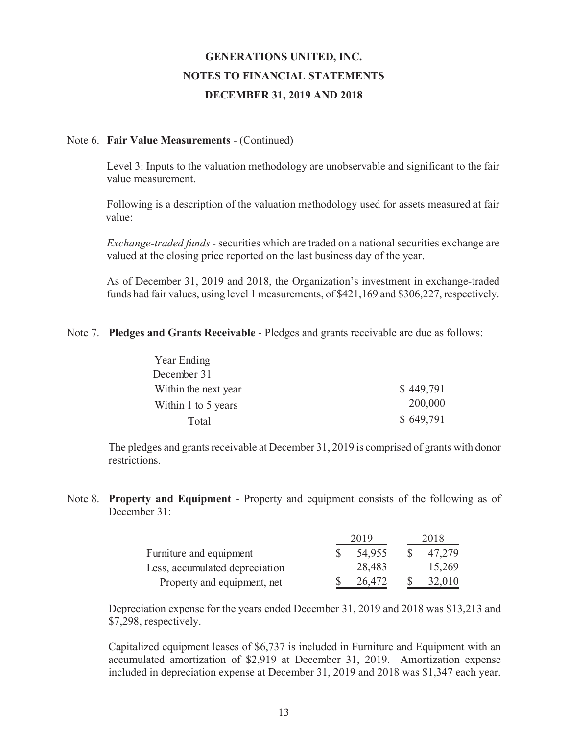# GENERATIONS UNITED, INC.

## NOTES TO FINANCIAL STATEMENTS

## DECEMBER 31, 2019 AND 2018

Note 6. **Fair Value Measurements** - (Continued)

Level 3: Inputs to the valuation methodology are unobservable and significant to the fair value measurement.

Following is a description of the valuation methodology used for assets measured at fair value:

*Exchange-traded funds* - securities which are traded on a national securities exchange are valued at the closing price reported on the last business day of the year.

As of December 31, 2019 and 2018, the Organization's investment in exchange-traded funds had fair values, using level 1 measurements, of $421,169 and $306,227, respectively.

Note 7. **Pledges and Grants Receivable** - Pledges and grants receivable are due as follows:

| Year Ending December 31 | |
|---|---|
| Within the next year | $ 449,791 |
| Within 1 to 5 years | 200,000 |
| Total | $ 649,791 |

The pledges and grants receivable at December 31, 2019 is comprised of grants with donor restrictions.

Note 8. **Property and Equipment** - Property and equipment consists of the following as of December 31:

| | 2019 | 2018 |
|---|---|---|
| Furniture and equipment | $ 54,955 | $ 47,279 |
| Less, accumulated depreciation | 28,483 | 15,269 |
| Property and equipment, net | $ 26,472 | $ 32,010 |

Depreciation expense for the years ended December 31, 2019 and 2018 was $13,213 and $7,298, respectively.

Capitalized equipment leases of $6,737 is included in Furniture and Equipment with an accumulated amortization of $2,919 at December 31, 2019. Amortization expense included in depreciation expense at December 31, 2019 and 2018 was $1,347 each year.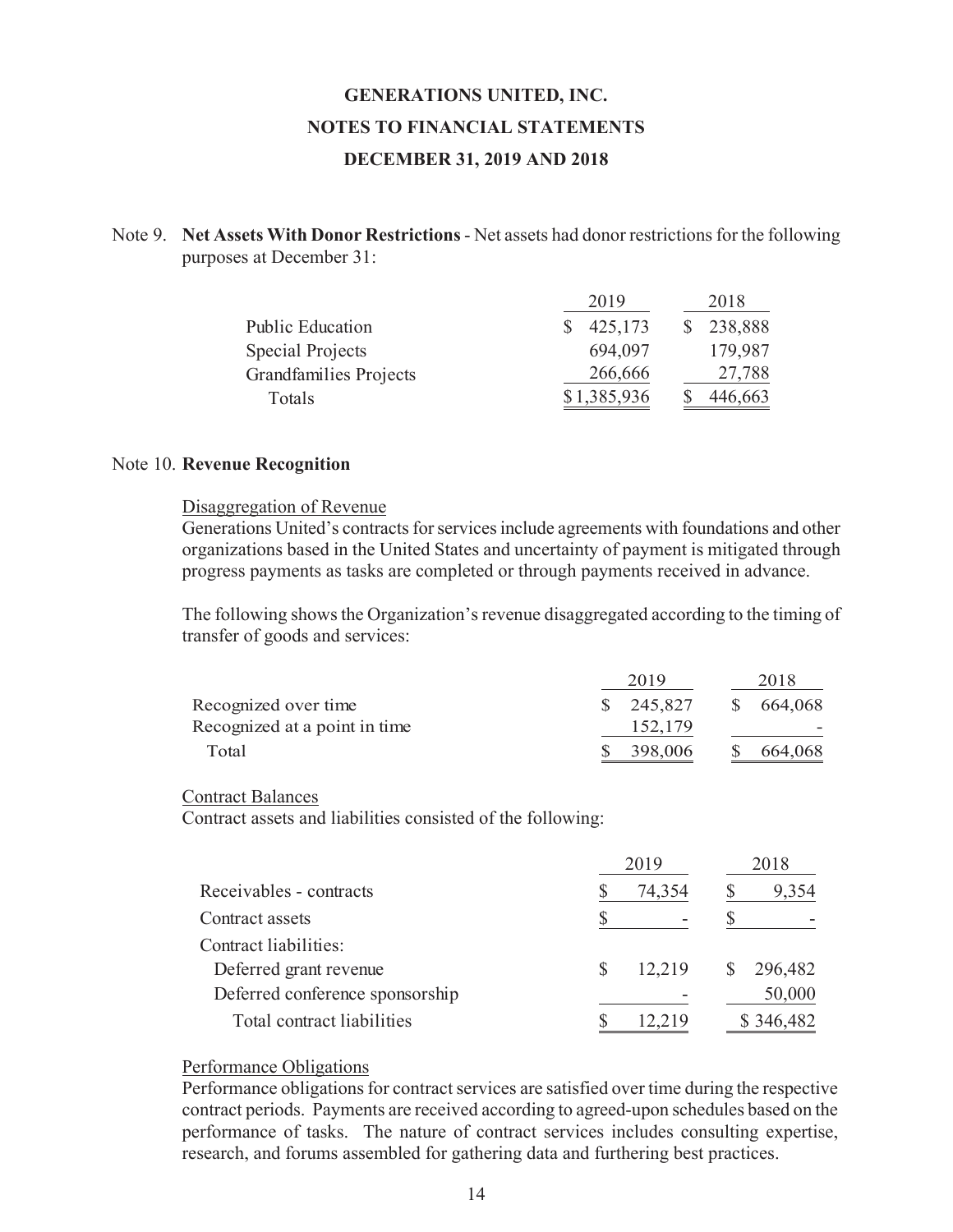**GENERATIONS UNITED, INC.**

**NOTES TO FINANCIAL STATEMENTS**

**DECEMBER 31, 2019 AND 2018**

Note 9. **Net Assets With Donor Restrictions** - Net assets had donor restrictions for the following purposes at December 31:

| | 2019 | 2018 |
|---|---|---|
| Public Education | $ 425,173 | $ 238,888 |
| Special Projects | 694,097 | 179,987 |
| Grandfamilies Projects | 266,666 | 27,788 |
| Totals | $ 1,385,936 | $ 446,663 |

Note 10. **Revenue Recognition**

Disaggregation of Revenue

Generations United's contracts for services include agreements with foundations and other organizations based in the United States and uncertainty of payment is mitigated through progress payments as tasks are completed or through payments received in advance.

The following shows the Organization's revenue disaggregated according to the timing of transfer of goods and services:

| | 2019 | 2018 |
|---|---|---|
| Recognized over time | $ 245,827 | $ 664,068 |
| Recognized at a point in time | 152,179 | - |
| Total | $ 398,006 | $ 664,068 |

Contract Balances

Contract assets and liabilities consisted of the following:

| | 2019 | 2018 |
|---|---|---|
| Receivables - contracts | $ 74,354 | $ 9,354 |
| Contract assets | $ - | $ - |
| Contract liabilities: | | |
| Deferred grant revenue | $ 12,219 | $ 296,482 |
| Deferred conference sponsorship | - | 50,000 |
| Total contract liabilities | $ 12,219 | $ 346,482 |

Performance Obligations

Performance obligations for contract services are satisfied over time during the respective contract periods. Payments are received according to agreed-upon schedules based on the performance of tasks. The nature of contract services includes consulting expertise, research, and forums assembled for gathering data and furthering best practices.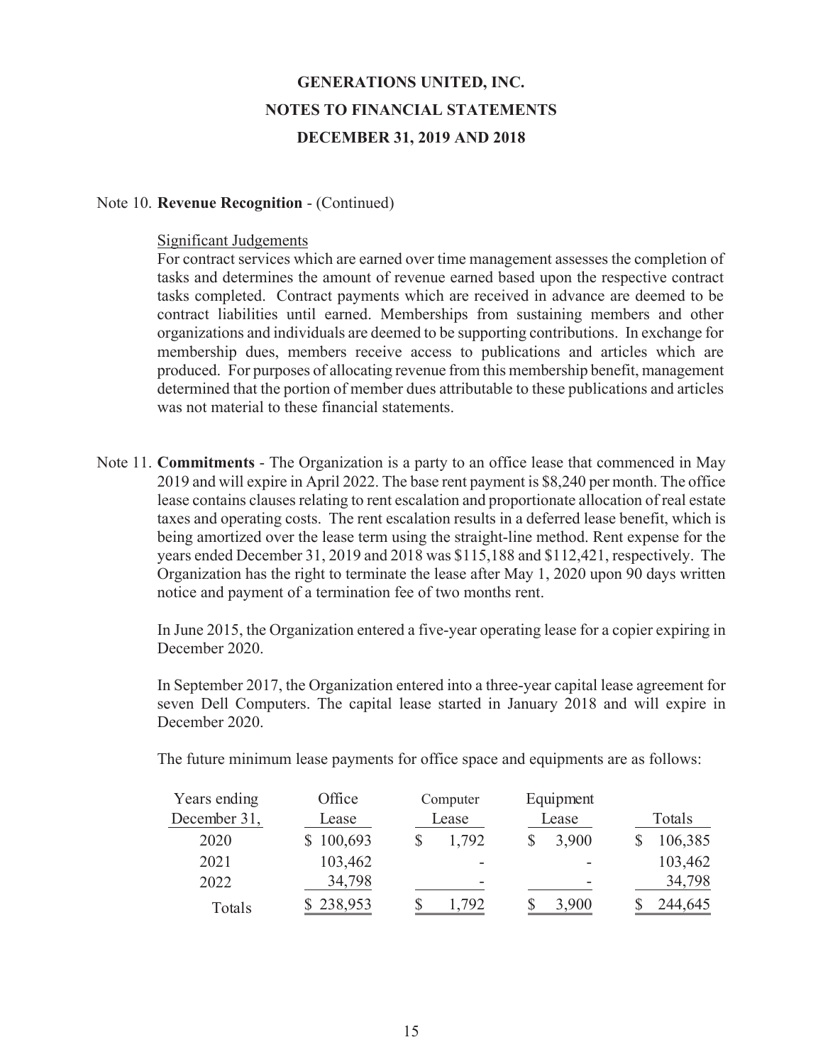# GENERATIONS UNITED, INC.
## NOTES TO FINANCIAL STATEMENTS
## DECEMBER 31, 2019 AND 2018

Note 10. **Revenue Recognition** - (Continued)

Significant Judgements

For contract services which are earned over time management assesses the completion of tasks and determines the amount of revenue earned based upon the respective contract tasks completed. Contract payments which are received in advance are deemed to be contract liabilities until earned. Memberships from sustaining members and other organizations and individuals are deemed to be supporting contributions. In exchange for membership dues, members receive access to publications and articles which are produced. For purposes of allocating revenue from this membership benefit, management determined that the portion of member dues attributable to these publications and articles was not material to these financial statements.

Note 11. **Commitments** - The Organization is a party to an office lease that commenced in May 2019 and will expire in April 2022. The base rent payment is $8,240 per month. The office lease contains clauses relating to rent escalation and proportionate allocation of real estate taxes and operating costs. The rent escalation results in a deferred lease benefit, which is being amortized over the lease term using the straight-line method. Rent expense for the years ended December 31, 2019 and 2018 was $115,188 and $112,421, respectively. The Organization has the right to terminate the lease after May 1, 2020 upon 90 days written notice and payment of a termination fee of two months rent.

In June 2015, the Organization entered a five-year operating lease for a copier expiring in December 2020.

In September 2017, the Organization entered into a three-year capital lease agreement for seven Dell Computers. The capital lease started in January 2018 and will expire in December 2020.

The future minimum lease payments for office space and equipments are as follows:

| Years ending December 31, | Office Lease | Computer Lease | Equipment Lease | Totals |
|---|---|---|---|---|
| 2020 | $ 100,693 | $ 1,792 | $ 3,900 | $ 106,385 |
| 2021 | 103,462 | - | - | 103,462 |
| 2022 | 34,798 | - | - | 34,798 |
| Totals | $ 238,953 | $ 1,792 | $ 3,900 | $ 244,645 |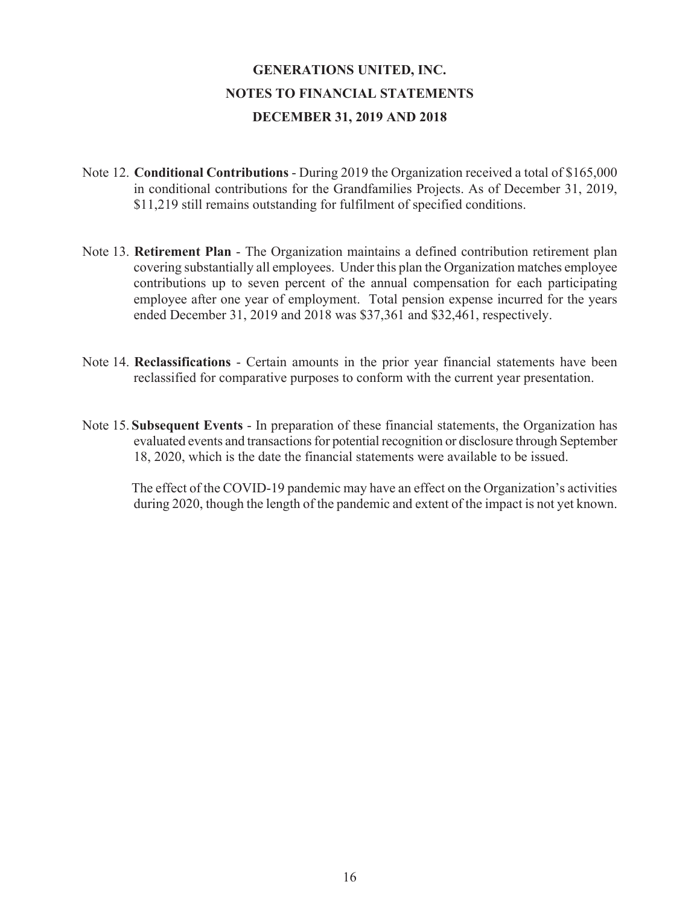# GENERATIONS UNITED, INC.
## NOTES TO FINANCIAL STATEMENTS
## DECEMBER 31, 2019 AND 2018

Note 12. **Conditional Contributions** - During 2019 the Organization received a total of $165,000 in conditional contributions for the Grandfamilies Projects. As of December 31, 2019, $11,219 still remains outstanding for fulfilment of specified conditions.

Note 13. **Retirement Plan** - The Organization maintains a defined contribution retirement plan covering substantially all employees. Under this plan the Organization matches employee contributions up to seven percent of the annual compensation for each participating employee after one year of employment. Total pension expense incurred for the years ended December 31, 2019 and 2018 was $37,361 and $32,461, respectively.

Note 14. **Reclassifications** - Certain amounts in the prior year financial statements have been reclassified for comparative purposes to conform with the current year presentation.

Note 15. **Subsequent Events** - In preparation of these financial statements, the Organization has evaluated events and transactions for potential recognition or disclosure through September 18, 2020, which is the date the financial statements were available to be issued.

The effect of the COVID-19 pandemic may have an effect on the Organization's activities during 2020, though the length of the pandemic and extent of the impact is not yet known.